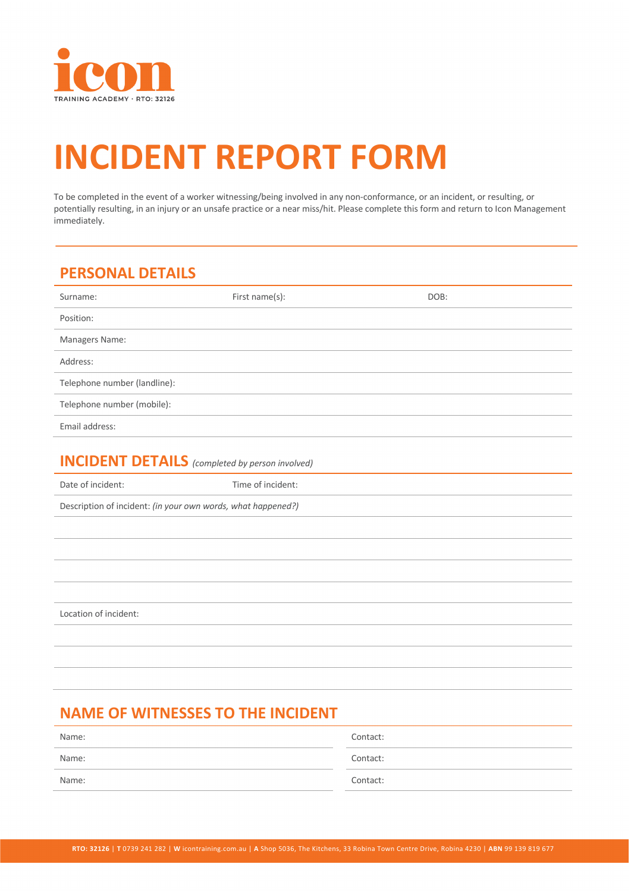icon

TRAINING ACADEMY · RTO: 32126

# INCIDENT REPORT FORM

To be completed in the event of a worker witnessing/being involved in any non-conformance, or an incident, or resulting, or potentially resulting, in an injury or an unsafe practice or a near miss/hit. Please complete this form and return to Icon Management immediately.

## PERSONAL DETAILS

| Surname: | First name(s): | DOB: |
|---|---|---|
| Position: | | |
| Managers Name: | | |
| Address: | | |
| Telephone number (landline): | | |
| Telephone number (mobile): | | |
| Email address: | | |

## INCIDENT DETAILS *(completed by person involved)*

| Date of incident: | Time of incident: |
|---|---|
| Description of incident: *(in your own words, what happened?)* | |
| | |
| | |
| | |
| | |
| Location of incident: | |
| | |
| | |
| | |

## NAME OF WITNESSES TO THE INCIDENT

| Name: | Contact: |
|---|---|
| Name: | Contact: |
| Name: | Contact: |

**RTO: 32126** | **T** 0739 241 282 | **W** icontraining.com.au | **A** Shop 5036, The Kitchens, 33 Robina Town Centre Drive, Robina 4230 | **ABN** 99 139 819 677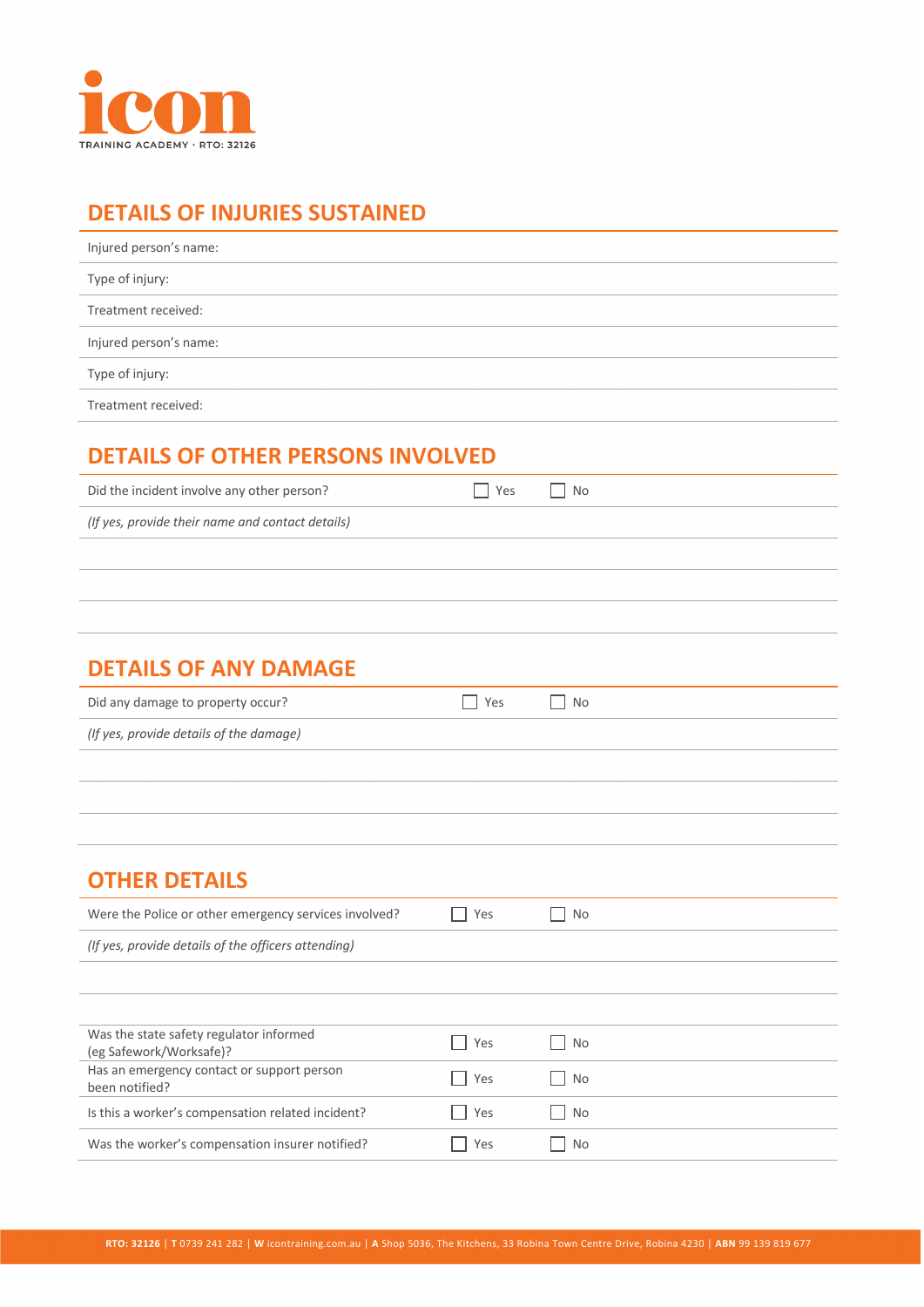## DETAILS OF INJURIES SUSTAINED

Injured person's name:

Type of injury:

Treatment received:

Injured person's name:

Type of injury:

Treatment received:

## DETAILS OF OTHER PERSONS INVOLVED

Did the incident involve any other person? ☐ Yes ☐ No

*(If yes, provide their name and contact details)*

## DETAILS OF ANY DAMAGE

Did any damage to property occur? ☐ Yes ☐ No

*(If yes, provide details of the damage)*

## OTHER DETAILS

Were the Police or other emergency services involved? ☐ Yes ☐ No

*(If yes, provide details of the officers attending)*

| | | |
|---|---|---|
| Was the state safety regulator informed (eg Safework/Worksafe)? | ☐ Yes | ☐ No |
| Has an emergency contact or support person been notified? | ☐ Yes | ☐ No |
| Is this a worker's compensation related incident? | ☐ Yes | ☐ No |
| Was the worker's compensation insurer notified? | ☐ Yes | ☐ No |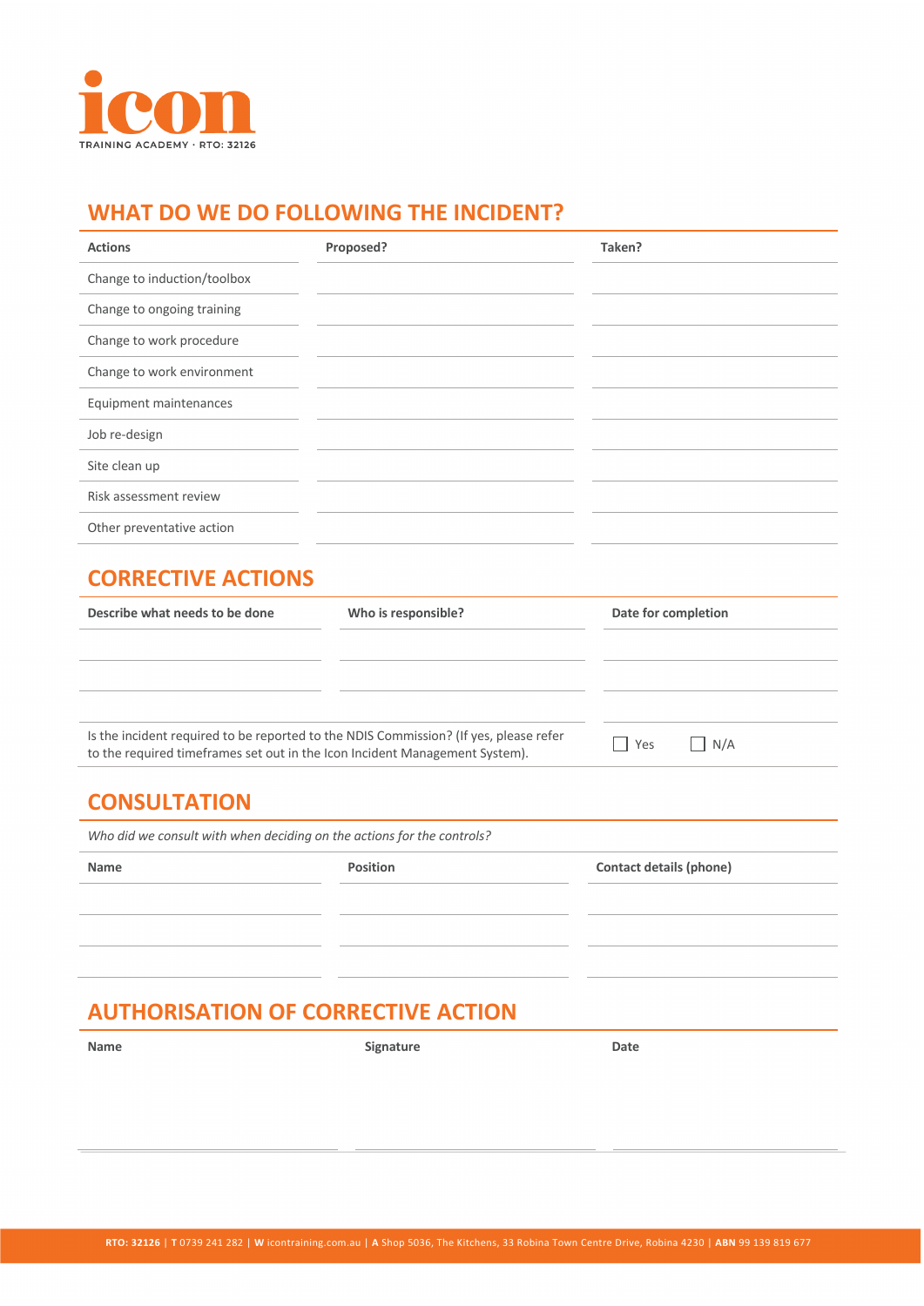icon

TRAINING ACADEMY · RTO: 32126

## WHAT DO WE DO FOLLOWING THE INCIDENT?

| Actions | Proposed? | Taken? |
|---|---|---|
| Change to induction/toolbox | | |
| Change to ongoing training | | |
| Change to work procedure | | |
| Change to work environment | | |
| Equipment maintenances | | |
| Job re-design | | |
| Site clean up | | |
| Risk assessment review | | |
| Other preventative action | | |

## CORRECTIVE ACTIONS

| Describe what needs to be done | Who is responsible? | Date for completion |
|---|---|---|
| | | |
| | | |
| | | |

Is the incident required to be reported to the NDIS Commission? (If yes, please refer to the required timeframes set out in the Icon Incident Management System).

☐ Yes ☐ N/A

## CONSULTATION

*Who did we consult with when deciding on the actions for the controls?*

| Name | Position | Contact details (phone) |
|---|---|---|
| | | |
| | | |
| | | |

## AUTHORISATION OF CORRECTIVE ACTION

| Name | Signature | Date |
|---|---|---|
| | | |

**RTO: 32126** | **T** 0739 241 282 | **W** icontraining.com.au | **A** Shop 5036, The Kitchens, 33 Robina Town Centre Drive, Robina 4230 | **ABN** 99 139 819 677